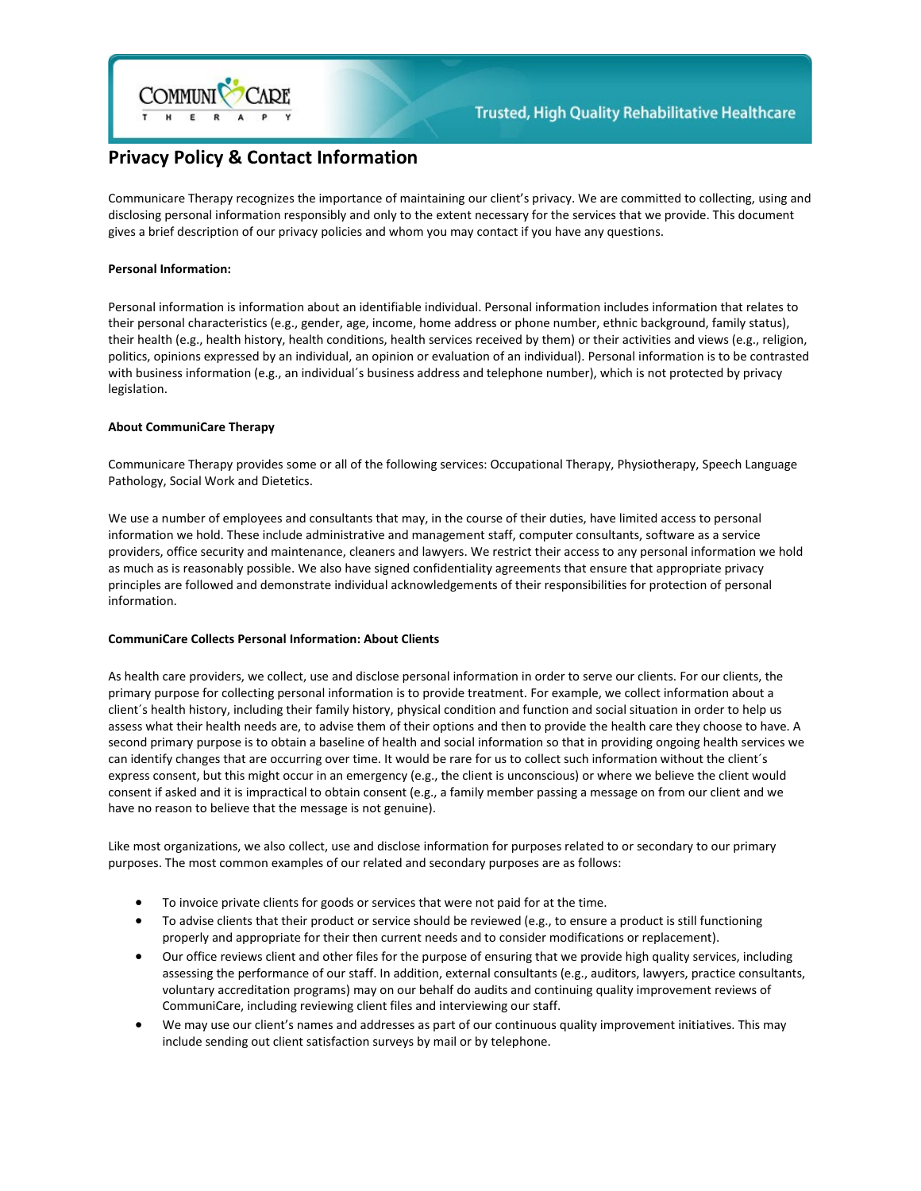# Privacy Policy & Contact Information

Communicare Therapy recognizes the importance of maintaining our client's privacy. We are committed to collecting, using and disclosing personal information responsibly and only to the extent necessary for the services that we provide. This document gives a brief description of our privacy policies and whom you may contact if you have any questions.

**Personal Information:**

Personal information is information about an identifiable individual. Personal information includes information that relates to their personal characteristics (e.g., gender, age, income, home address or phone number, ethnic background, family status), their health (e.g., health history, health conditions, health services received by them) or their activities and views (e.g., religion, politics, opinions expressed by an individual, an opinion or evaluation of an individual). Personal information is to be contrasted with business information (e.g., an individual´s business address and telephone number), which is not protected by privacy legislation.

**About CommuniCare Therapy**

Communicare Therapy provides some or all of the following services: Occupational Therapy, Physiotherapy, Speech Language Pathology, Social Work and Dietetics.

We use a number of employees and consultants that may, in the course of their duties, have limited access to personal information we hold. These include administrative and management staff, computer consultants, software as a service providers, office security and maintenance, cleaners and lawyers. We restrict their access to any personal information we hold as much as is reasonably possible. We also have signed confidentiality agreements that ensure that appropriate privacy principles are followed and demonstrate individual acknowledgements of their responsibilities for protection of personal information.

**CommuniCare Collects Personal Information: About Clients**

As health care providers, we collect, use and disclose personal information in order to serve our clients. For our clients, the primary purpose for collecting personal information is to provide treatment. For example, we collect information about a client´s health history, including their family history, physical condition and function and social situation in order to help us assess what their health needs are, to advise them of their options and then to provide the health care they choose to have. A second primary purpose is to obtain a baseline of health and social information so that in providing ongoing health services we can identify changes that are occurring over time. It would be rare for us to collect such information without the client´s express consent, but this might occur in an emergency (e.g., the client is unconscious) or where we believe the client would consent if asked and it is impractical to obtain consent (e.g., a family member passing a message on from our client and we have no reason to believe that the message is not genuine).

Like most organizations, we also collect, use and disclose information for purposes related to or secondary to our primary purposes. The most common examples of our related and secondary purposes are as follows:

- To invoice private clients for goods or services that were not paid for at the time.
- To advise clients that their product or service should be reviewed (e.g., to ensure a product is still functioning properly and appropriate for their then current needs and to consider modifications or replacement).
- Our office reviews client and other files for the purpose of ensuring that we provide high quality services, including assessing the performance of our staff. In addition, external consultants (e.g., auditors, lawyers, practice consultants, voluntary accreditation programs) may on our behalf do audits and continuing quality improvement reviews of CommuniCare, including reviewing client files and interviewing our staff.
- We may use our client's names and addresses as part of our continuous quality improvement initiatives. This may include sending out client satisfaction surveys by mail or by telephone.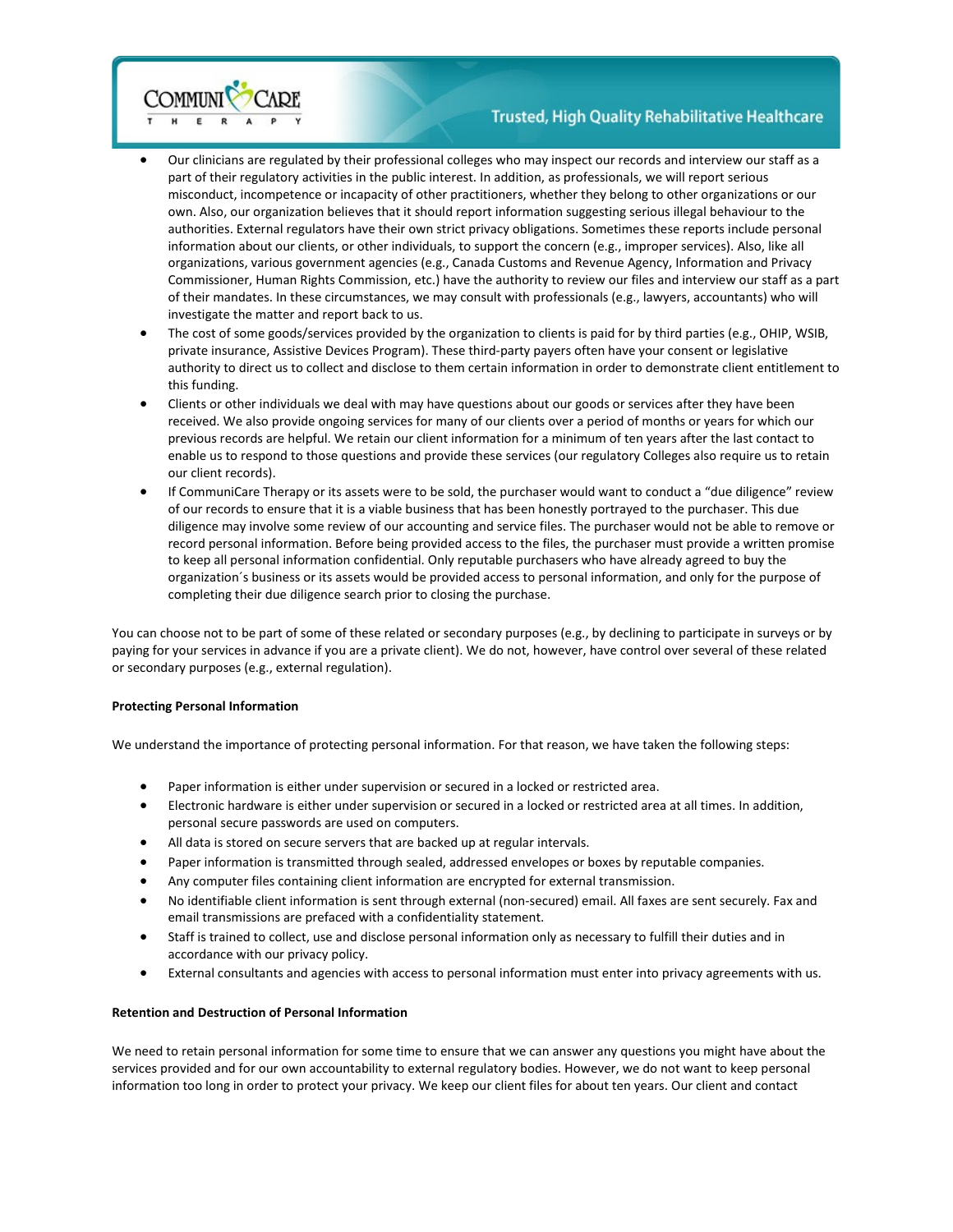- Our clinicians are regulated by their professional colleges who may inspect our records and interview our staff as a part of their regulatory activities in the public interest. In addition, as professionals, we will report serious misconduct, incompetence or incapacity of other practitioners, whether they belong to other organizations or our own. Also, our organization believes that it should report information suggesting serious illegal behaviour to the authorities. External regulators have their own strict privacy obligations. Sometimes these reports include personal information about our clients, or other individuals, to support the concern (e.g., improper services). Also, like all organizations, various government agencies (e.g., Canada Customs and Revenue Agency, Information and Privacy Commissioner, Human Rights Commission, etc.) have the authority to review our files and interview our staff as a part of their mandates. In these circumstances, we may consult with professionals (e.g., lawyers, accountants) who will investigate the matter and report back to us.
- The cost of some goods/services provided by the organization to clients is paid for by third parties (e.g., OHIP, WSIB, private insurance, Assistive Devices Program). These third-party payers often have your consent or legislative authority to direct us to collect and disclose to them certain information in order to demonstrate client entitlement to this funding.
- Clients or other individuals we deal with may have questions about our goods or services after they have been received. We also provide ongoing services for many of our clients over a period of months or years for which our previous records are helpful. We retain our client information for a minimum of ten years after the last contact to enable us to respond to those questions and provide these services (our regulatory Colleges also require us to retain our client records).
- If CommuniCare Therapy or its assets were to be sold, the purchaser would want to conduct a "due diligence" review of our records to ensure that it is a viable business that has been honestly portrayed to the purchaser. This due diligence may involve some review of our accounting and service files. The purchaser would not be able to remove or record personal information. Before being provided access to the files, the purchaser must provide a written promise to keep all personal information confidential. Only reputable purchasers who have already agreed to buy the organization´s business or its assets would be provided access to personal information, and only for the purpose of completing their due diligence search prior to closing the purchase.

You can choose not to be part of some of these related or secondary purposes (e.g., by declining to participate in surveys or by paying for your services in advance if you are a private client). We do not, however, have control over several of these related or secondary purposes (e.g., external regulation).

**Protecting Personal Information**

We understand the importance of protecting personal information. For that reason, we have taken the following steps:

- Paper information is either under supervision or secured in a locked or restricted area.
- Electronic hardware is either under supervision or secured in a locked or restricted area at all times. In addition, personal secure passwords are used on computers.
- All data is stored on secure servers that are backed up at regular intervals.
- Paper information is transmitted through sealed, addressed envelopes or boxes by reputable companies.
- Any computer files containing client information are encrypted for external transmission.
- No identifiable client information is sent through external (non-secured) email. All faxes are sent securely. Fax and email transmissions are prefaced with a confidentiality statement.
- Staff is trained to collect, use and disclose personal information only as necessary to fulfill their duties and in accordance with our privacy policy.
- External consultants and agencies with access to personal information must enter into privacy agreements with us.

**Retention and Destruction of Personal Information**

We need to retain personal information for some time to ensure that we can answer any questions you might have about the services provided and for our own accountability to external regulatory bodies. However, we do not want to keep personal information too long in order to protect your privacy. We keep our client files for about ten years. Our client and contact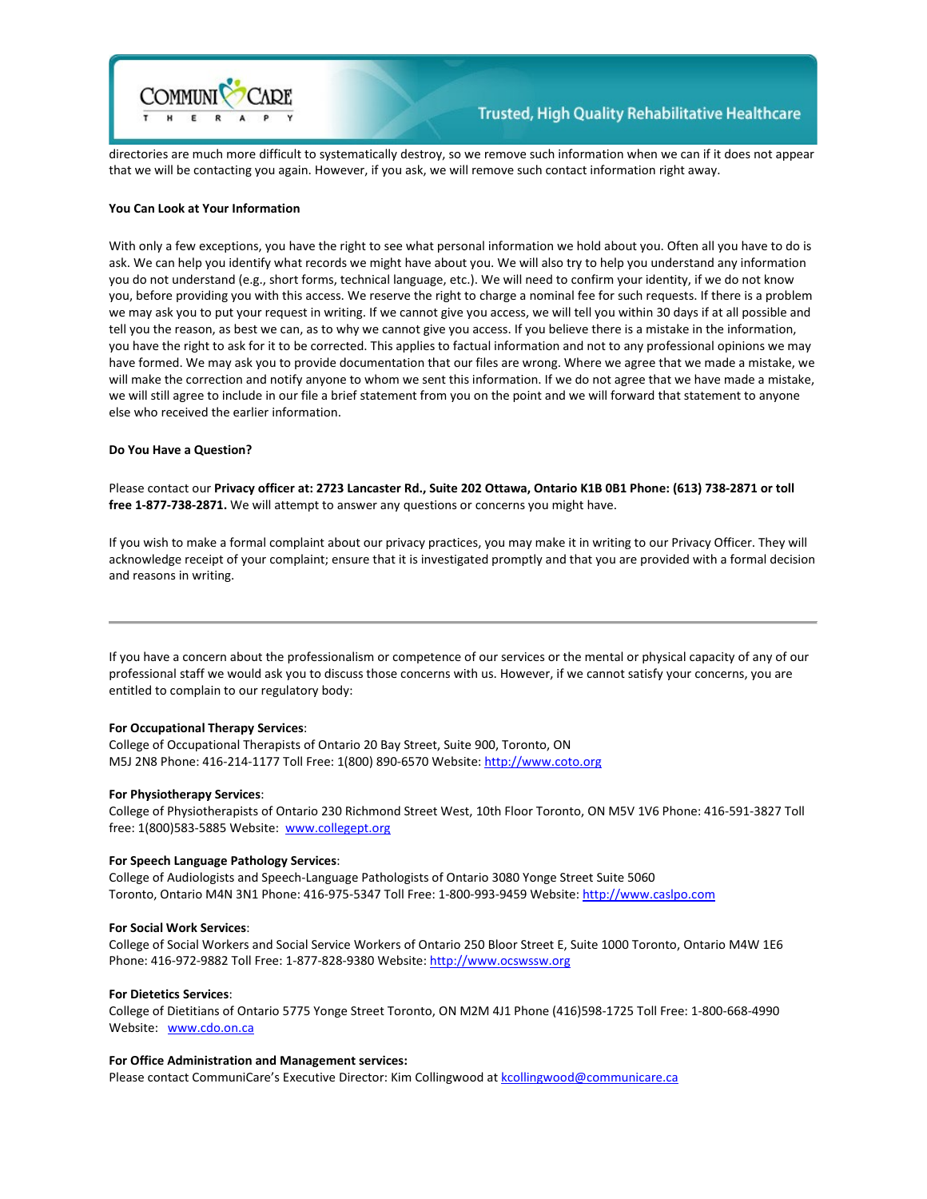directories are much more difficult to systematically destroy, so we remove such information when we can if it does not appear that we will be contacting you again. However, if you ask, we will remove such contact information right away.

**You Can Look at Your Information**

With only a few exceptions, you have the right to see what personal information we hold about you. Often all you have to do is ask. We can help you identify what records we might have about you. We will also try to help you understand any information you do not understand (e.g., short forms, technical language, etc.). We will need to confirm your identity, if we do not know you, before providing you with this access. We reserve the right to charge a nominal fee for such requests. If there is a problem we may ask you to put your request in writing. If we cannot give you access, we will tell you within 30 days if at all possible and tell you the reason, as best we can, as to why we cannot give you access. If you believe there is a mistake in the information, you have the right to ask for it to be corrected. This applies to factual information and not to any professional opinions we may have formed. We may ask you to provide documentation that our files are wrong. Where we agree that we made a mistake, we will make the correction and notify anyone to whom we sent this information. If we do not agree that we have made a mistake, we will still agree to include in our file a brief statement from you on the point and we will forward that statement to anyone else who received the earlier information.

**Do You Have a Question?**

Please contact our **Privacy officer at: 2723 Lancaster Rd., Suite 202 Ottawa, Ontario K1B 0B1 Phone: (613) 738-2871 or toll free 1-877-738-2871.** We will attempt to answer any questions or concerns you might have.

If you wish to make a formal complaint about our privacy practices, you may make it in writing to our Privacy Officer. They will acknowledge receipt of your complaint; ensure that it is investigated promptly and that you are provided with a formal decision and reasons in writing.

---

If you have a concern about the professionalism or competence of our services or the mental or physical capacity of any of our professional staff we would ask you to discuss those concerns with us. However, if we cannot satisfy your concerns, you are entitled to complain to our regulatory body:

**For Occupational Therapy Services**:
College of Occupational Therapists of Ontario 20 Bay Street, Suite 900, Toronto, ON M5J 2N8 Phone: 416-214-1177 Toll Free: 1(800) 890-6570 Website: http://www.coto.org

**For Physiotherapy Services**:
College of Physiotherapists of Ontario 230 Richmond Street West, 10th Floor Toronto, ON M5V 1V6 Phone: 416-591-3827 Toll free: 1(800)583-5885 Website: www.collegept.org

**For Speech Language Pathology Services**:
College of Audiologists and Speech-Language Pathologists of Ontario 3080 Yonge Street Suite 5060 Toronto, Ontario M4N 3N1 Phone: 416-975-5347 Toll Free: 1-800-993-9459 Website: http://www.caslpo.com

**For Social Work Services**:
College of Social Workers and Social Service Workers of Ontario 250 Bloor Street E, Suite 1000 Toronto, Ontario M4W 1E6 Phone: 416-972-9882 Toll Free: 1-877-828-9380 Website: http://www.ocswssw.org

**For Dietetics Services**:
College of Dietitians of Ontario 5775 Yonge Street Toronto, ON M2M 4J1 Phone (416)598-1725 Toll Free: 1-800-668-4990 Website: www.cdo.on.ca

**For Office Administration and Management services:**
Please contact CommuniCare's Executive Director: Kim Collingwood at kcollingwood@communicare.ca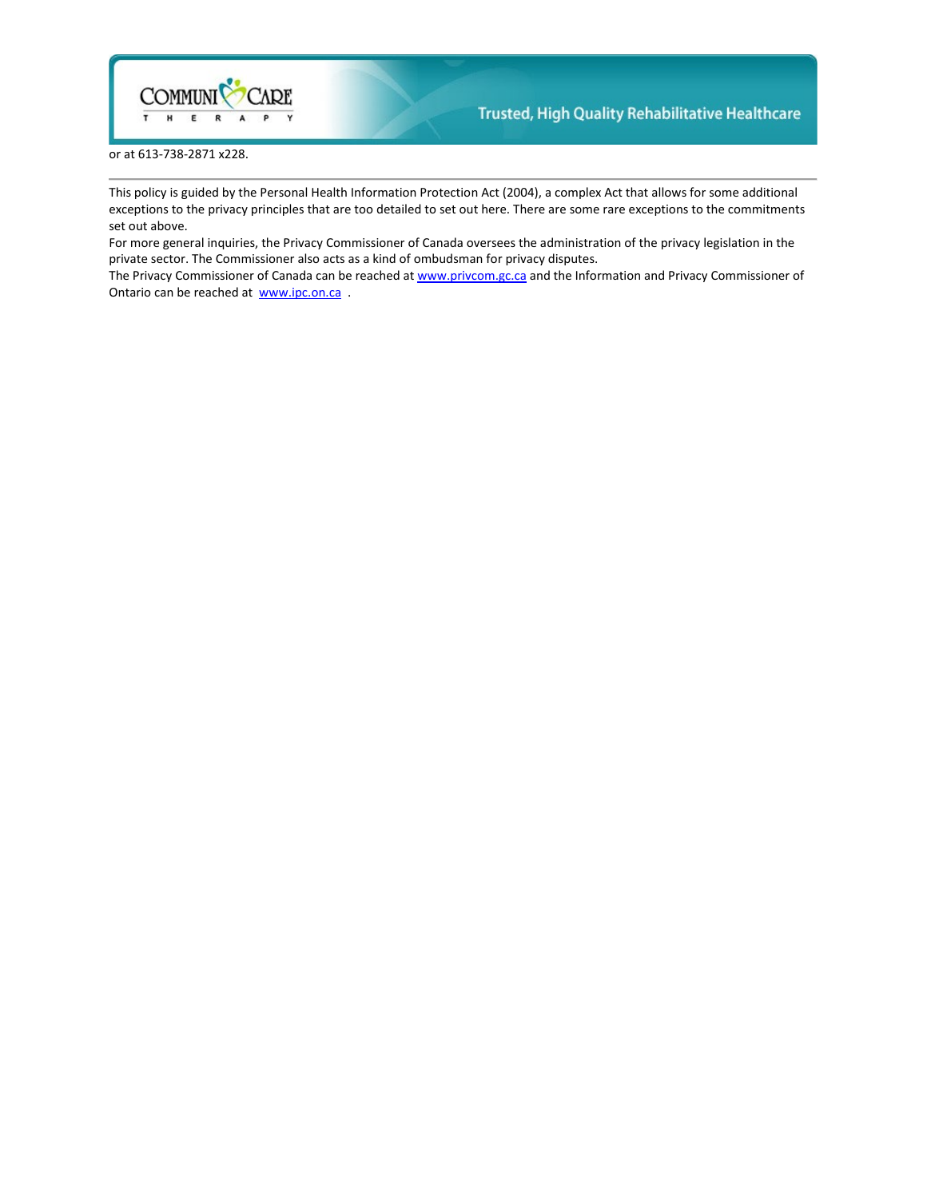or at 613-738-2871 x228.

---

This policy is guided by the Personal Health Information Protection Act (2004), a complex Act that allows for some additional exceptions to the privacy principles that are too detailed to set out here. There are some rare exceptions to the commitments set out above.

For more general inquiries, the Privacy Commissioner of Canada oversees the administration of the privacy legislation in the private sector. The Commissioner also acts as a kind of ombudsman for privacy disputes.

The Privacy Commissioner of Canada can be reached at www.privcom.gc.ca and the Information and Privacy Commissioner of Ontario can be reached at www.ipc.on.ca .